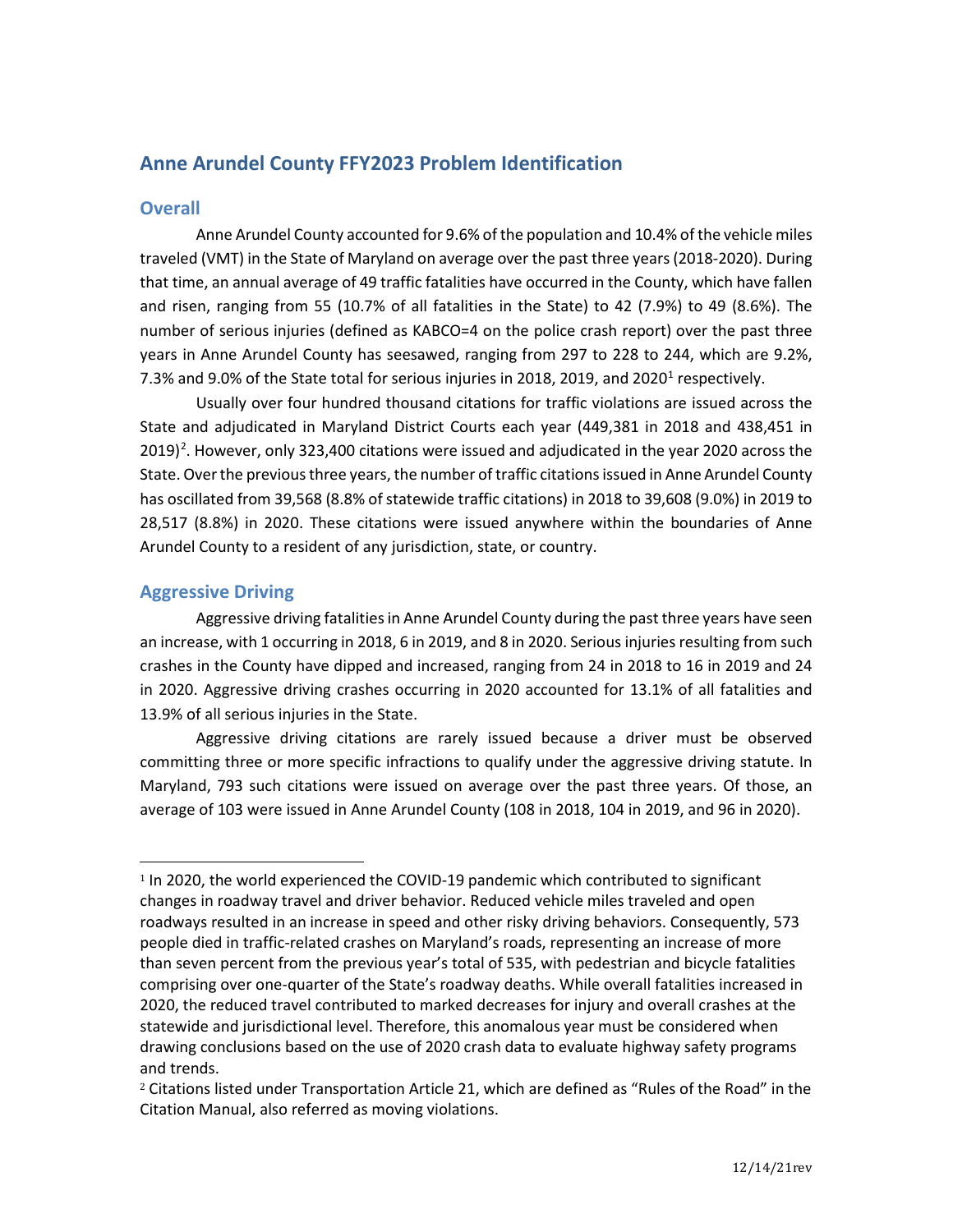# Anne Arundel County FFY2023 Problem Identification

## Overall

Anne Arundel County accounted for 9.6% of the population and 10.4% of the vehicle miles traveled (VMT) in the State of Maryland on average over the past three years (2018-2020). During that time, an annual average of 49 traffic fatalities have occurred in the County, which have fallen and risen, ranging from 55 (10.7% of all fatalities in the State) to 42 (7.9%) to 49 (8.6%). The number of serious injuries (defined as KABCO=4 on the police crash report) over the past three years in Anne Arundel County has seesawed, ranging from 297 to 228 to 244, which are 9.2%, 7.3% and 9.0% of the State total for serious injuries in 2018, 2019, and 2020[1] respectively.

Usually over four hundred thousand citations for traffic violations are issued across the State and adjudicated in Maryland District Courts each year (449,381 in 2018 and 438,451 in 2019)[2]. However, only 323,400 citations were issued and adjudicated in the year 2020 across the State. Over the previous three years, the number of traffic citations issued in Anne Arundel County has oscillated from 39,568 (8.8% of statewide traffic citations) in 2018 to 39,608 (9.0%) in 2019 to 28,517 (8.8%) in 2020. These citations were issued anywhere within the boundaries of Anne Arundel County to a resident of any jurisdiction, state, or country.

## Aggressive Driving

Aggressive driving fatalities in Anne Arundel County during the past three years have seen an increase, with 1 occurring in 2018, 6 in 2019, and 8 in 2020. Serious injuries resulting from such crashes in the County have dipped and increased, ranging from 24 in 2018 to 16 in 2019 and 24 in 2020. Aggressive driving crashes occurring in 2020 accounted for 13.1% of all fatalities and 13.9% of all serious injuries in the State.

Aggressive driving citations are rarely issued because a driver must be observed committing three or more specific infractions to qualify under the aggressive driving statute. In Maryland, 793 such citations were issued on average over the past three years. Of those, an average of 103 were issued in Anne Arundel County (108 in 2018, 104 in 2019, and 96 in 2020).

---

[1] In 2020, the world experienced the COVID-19 pandemic which contributed to significant changes in roadway travel and driver behavior. Reduced vehicle miles traveled and open roadways resulted in an increase in speed and other risky driving behaviors. Consequently, 573 people died in traffic-related crashes on Maryland's roads, representing an increase of more than seven percent from the previous year's total of 535, with pedestrian and bicycle fatalities comprising over one-quarter of the State's roadway deaths. While overall fatalities increased in 2020, the reduced travel contributed to marked decreases for injury and overall crashes at the statewide and jurisdictional level. Therefore, this anomalous year must be considered when drawing conclusions based on the use of 2020 crash data to evaluate highway safety programs and trends.

[2] Citations listed under Transportation Article 21, which are defined as "Rules of the Road" in the Citation Manual, also referred as moving violations.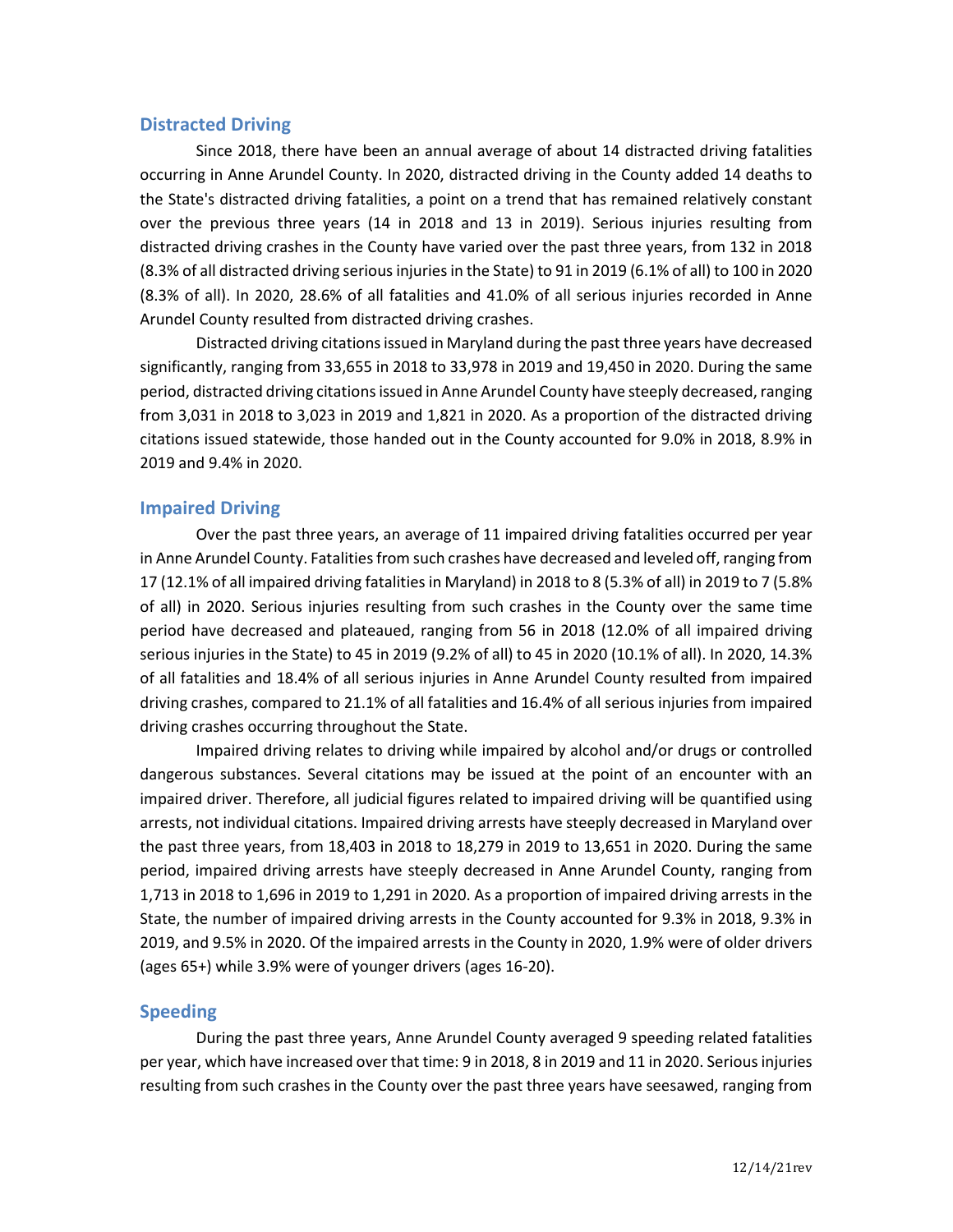## Distracted Driving

Since 2018, there have been an annual average of about 14 distracted driving fatalities occurring in Anne Arundel County. In 2020, distracted driving in the County added 14 deaths to the State's distracted driving fatalities, a point on a trend that has remained relatively constant over the previous three years (14 in 2018 and 13 in 2019). Serious injuries resulting from distracted driving crashes in the County have varied over the past three years, from 132 in 2018 (8.3% of all distracted driving serious injuries in the State) to 91 in 2019 (6.1% of all) to 100 in 2020 (8.3% of all). In 2020, 28.6% of all fatalities and 41.0% of all serious injuries recorded in Anne Arundel County resulted from distracted driving crashes.

Distracted driving citations issued in Maryland during the past three years have decreased significantly, ranging from 33,655 in 2018 to 33,978 in 2019 and 19,450 in 2020. During the same period, distracted driving citations issued in Anne Arundel County have steeply decreased, ranging from 3,031 in 2018 to 3,023 in 2019 and 1,821 in 2020. As a proportion of the distracted driving citations issued statewide, those handed out in the County accounted for 9.0% in 2018, 8.9% in 2019 and 9.4% in 2020.

## Impaired Driving

Over the past three years, an average of 11 impaired driving fatalities occurred per year in Anne Arundel County. Fatalities from such crashes have decreased and leveled off, ranging from 17 (12.1% of all impaired driving fatalities in Maryland) in 2018 to 8 (5.3% of all) in 2019 to 7 (5.8% of all) in 2020. Serious injuries resulting from such crashes in the County over the same time period have decreased and plateaued, ranging from 56 in 2018 (12.0% of all impaired driving serious injuries in the State) to 45 in 2019 (9.2% of all) to 45 in 2020 (10.1% of all). In 2020, 14.3% of all fatalities and 18.4% of all serious injuries in Anne Arundel County resulted from impaired driving crashes, compared to 21.1% of all fatalities and 16.4% of all serious injuries from impaired driving crashes occurring throughout the State.

Impaired driving relates to driving while impaired by alcohol and/or drugs or controlled dangerous substances. Several citations may be issued at the point of an encounter with an impaired driver. Therefore, all judicial figures related to impaired driving will be quantified using arrests, not individual citations. Impaired driving arrests have steeply decreased in Maryland over the past three years, from 18,403 in 2018 to 18,279 in 2019 to 13,651 in 2020. During the same period, impaired driving arrests have steeply decreased in Anne Arundel County, ranging from 1,713 in 2018 to 1,696 in 2019 to 1,291 in 2020. As a proportion of impaired driving arrests in the State, the number of impaired driving arrests in the County accounted for 9.3% in 2018, 9.3% in 2019, and 9.5% in 2020. Of the impaired arrests in the County in 2020, 1.9% were of older drivers (ages 65+) while 3.9% were of younger drivers (ages 16-20).

## Speeding

During the past three years, Anne Arundel County averaged 9 speeding related fatalities per year, which have increased over that time: 9 in 2018, 8 in 2019 and 11 in 2020. Serious injuries resulting from such crashes in the County over the past three years have seesawed, ranging from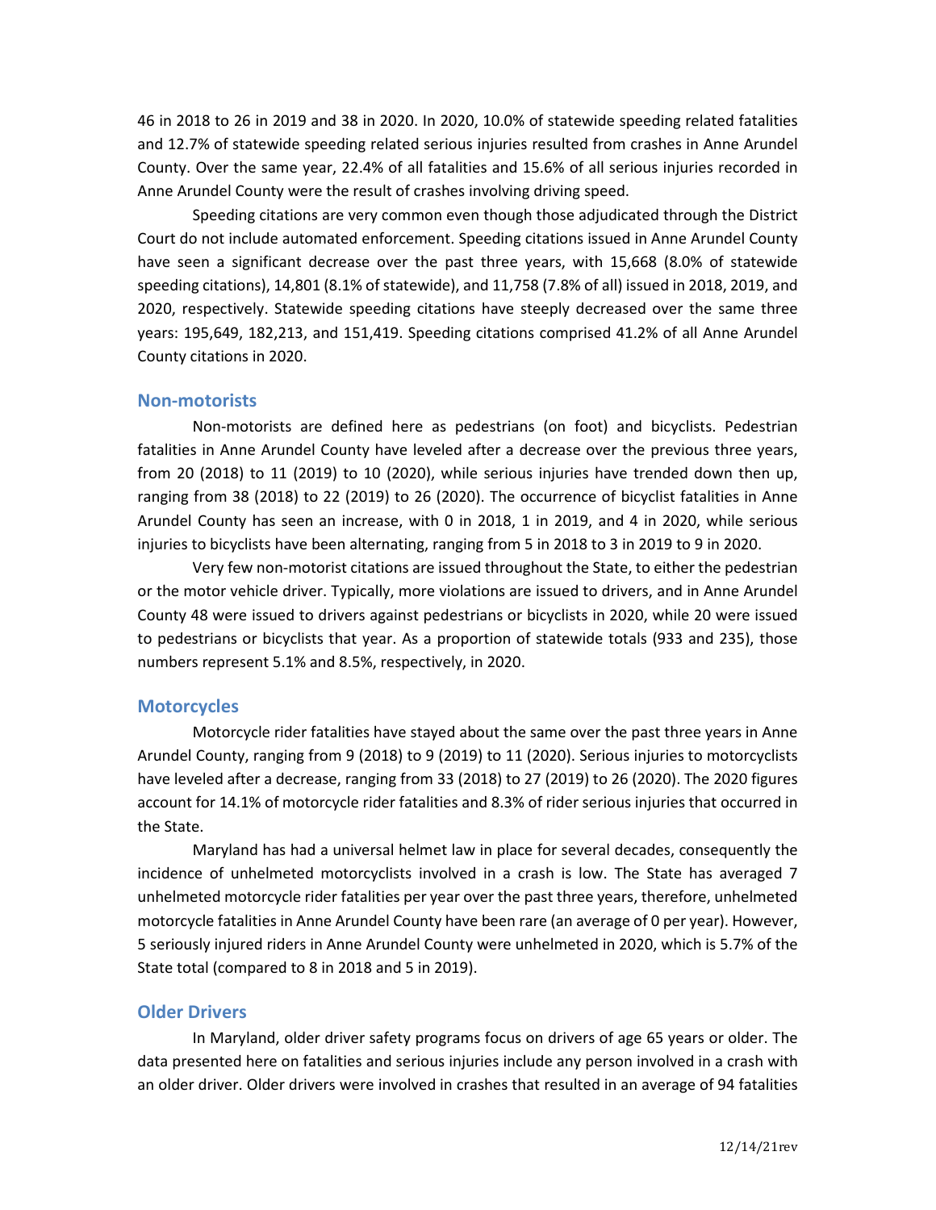46 in 2018 to 26 in 2019 and 38 in 2020. In 2020, 10.0% of statewide speeding related fatalities and 12.7% of statewide speeding related serious injuries resulted from crashes in Anne Arundel County. Over the same year, 22.4% of all fatalities and 15.6% of all serious injuries recorded in Anne Arundel County were the result of crashes involving driving speed.

Speeding citations are very common even though those adjudicated through the District Court do not include automated enforcement. Speeding citations issued in Anne Arundel County have seen a significant decrease over the past three years, with 15,668 (8.0% of statewide speeding citations), 14,801 (8.1% of statewide), and 11,758 (7.8% of all) issued in 2018, 2019, and 2020, respectively. Statewide speeding citations have steeply decreased over the same three years: 195,649, 182,213, and 151,419. Speeding citations comprised 41.2% of all Anne Arundel County citations in 2020.

## Non-motorists

Non-motorists are defined here as pedestrians (on foot) and bicyclists. Pedestrian fatalities in Anne Arundel County have leveled after a decrease over the previous three years, from 20 (2018) to 11 (2019) to 10 (2020), while serious injuries have trended down then up, ranging from 38 (2018) to 22 (2019) to 26 (2020). The occurrence of bicyclist fatalities in Anne Arundel County has seen an increase, with 0 in 2018, 1 in 2019, and 4 in 2020, while serious injuries to bicyclists have been alternating, ranging from 5 in 2018 to 3 in 2019 to 9 in 2020.

Very few non-motorist citations are issued throughout the State, to either the pedestrian or the motor vehicle driver. Typically, more violations are issued to drivers, and in Anne Arundel County 48 were issued to drivers against pedestrians or bicyclists in 2020, while 20 were issued to pedestrians or bicyclists that year. As a proportion of statewide totals (933 and 235), those numbers represent 5.1% and 8.5%, respectively, in 2020.

## Motorcycles

Motorcycle rider fatalities have stayed about the same over the past three years in Anne Arundel County, ranging from 9 (2018) to 9 (2019) to 11 (2020). Serious injuries to motorcyclists have leveled after a decrease, ranging from 33 (2018) to 27 (2019) to 26 (2020). The 2020 figures account for 14.1% of motorcycle rider fatalities and 8.3% of rider serious injuries that occurred in the State.

Maryland has had a universal helmet law in place for several decades, consequently the incidence of unhelmeted motorcyclists involved in a crash is low. The State has averaged 7 unhelmeted motorcycle rider fatalities per year over the past three years, therefore, unhelmeted motorcycle fatalities in Anne Arundel County have been rare (an average of 0 per year). However, 5 seriously injured riders in Anne Arundel County were unhelmeted in 2020, which is 5.7% of the State total (compared to 8 in 2018 and 5 in 2019).

## Older Drivers

In Maryland, older driver safety programs focus on drivers of age 65 years or older. The data presented here on fatalities and serious injuries include any person involved in a crash with an older driver. Older drivers were involved in crashes that resulted in an average of 94 fatalities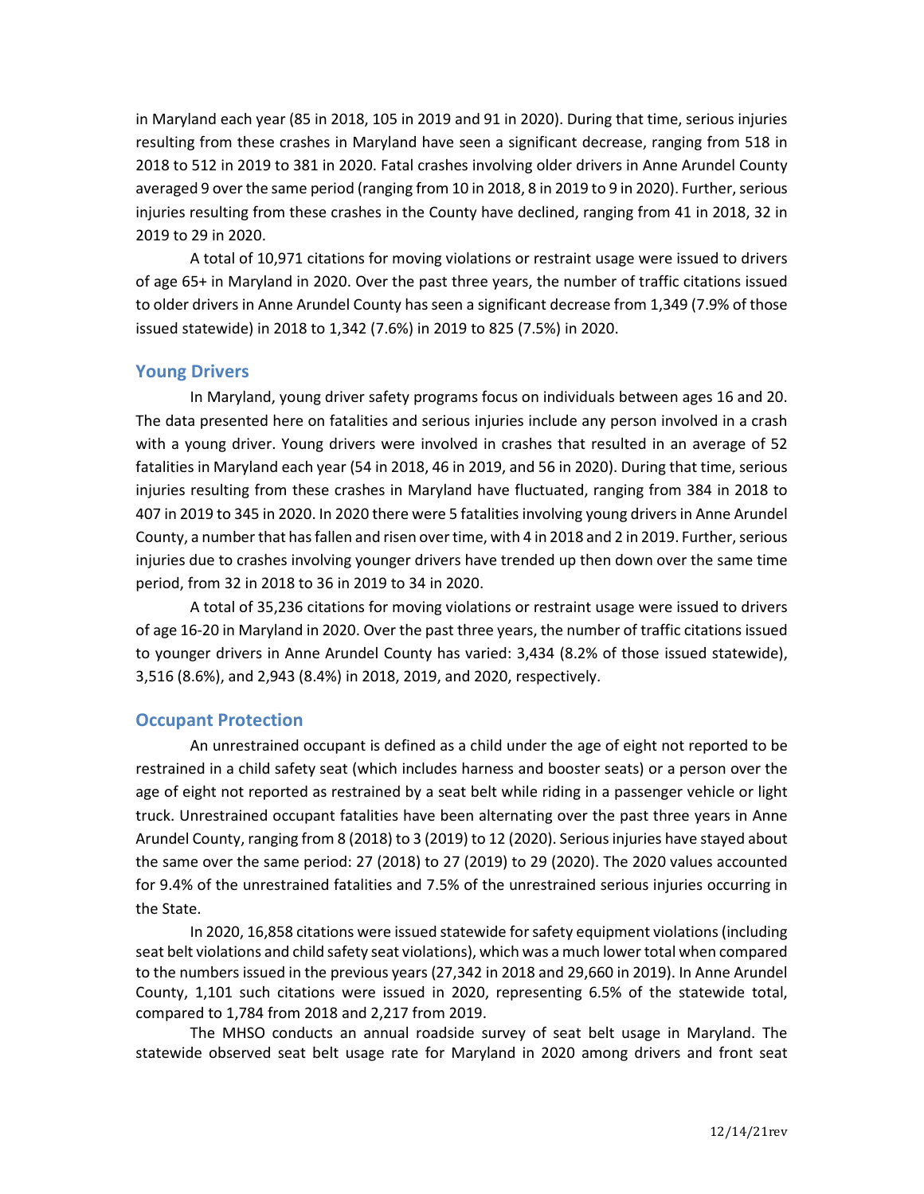in Maryland each year (85 in 2018, 105 in 2019 and 91 in 2020). During that time, serious injuries resulting from these crashes in Maryland have seen a significant decrease, ranging from 518 in 2018 to 512 in 2019 to 381 in 2020. Fatal crashes involving older drivers in Anne Arundel County averaged 9 over the same period (ranging from 10 in 2018, 8 in 2019 to 9 in 2020). Further, serious injuries resulting from these crashes in the County have declined, ranging from 41 in 2018, 32 in 2019 to 29 in 2020.

A total of 10,971 citations for moving violations or restraint usage were issued to drivers of age 65+ in Maryland in 2020. Over the past three years, the number of traffic citations issued to older drivers in Anne Arundel County has seen a significant decrease from 1,349 (7.9% of those issued statewide) in 2018 to 1,342 (7.6%) in 2019 to 825 (7.5%) in 2020.

## Young Drivers

In Maryland, young driver safety programs focus on individuals between ages 16 and 20. The data presented here on fatalities and serious injuries include any person involved in a crash with a young driver. Young drivers were involved in crashes that resulted in an average of 52 fatalities in Maryland each year (54 in 2018, 46 in 2019, and 56 in 2020). During that time, serious injuries resulting from these crashes in Maryland have fluctuated, ranging from 384 in 2018 to 407 in 2019 to 345 in 2020. In 2020 there were 5 fatalities involving young drivers in Anne Arundel County, a number that has fallen and risen over time, with 4 in 2018 and 2 in 2019. Further, serious injuries due to crashes involving younger drivers have trended up then down over the same time period, from 32 in 2018 to 36 in 2019 to 34 in 2020.

A total of 35,236 citations for moving violations or restraint usage were issued to drivers of age 16-20 in Maryland in 2020. Over the past three years, the number of traffic citations issued to younger drivers in Anne Arundel County has varied: 3,434 (8.2% of those issued statewide), 3,516 (8.6%), and 2,943 (8.4%) in 2018, 2019, and 2020, respectively.

## Occupant Protection

An unrestrained occupant is defined as a child under the age of eight not reported to be restrained in a child safety seat (which includes harness and booster seats) or a person over the age of eight not reported as restrained by a seat belt while riding in a passenger vehicle or light truck. Unrestrained occupant fatalities have been alternating over the past three years in Anne Arundel County, ranging from 8 (2018) to 3 (2019) to 12 (2020). Serious injuries have stayed about the same over the same period: 27 (2018) to 27 (2019) to 29 (2020). The 2020 values accounted for 9.4% of the unrestrained fatalities and 7.5% of the unrestrained serious injuries occurring in the State.

In 2020, 16,858 citations were issued statewide for safety equipment violations (including seat belt violations and child safety seat violations), which was a much lower total when compared to the numbers issued in the previous years (27,342 in 2018 and 29,660 in 2019). In Anne Arundel County, 1,101 such citations were issued in 2020, representing 6.5% of the statewide total, compared to 1,784 from 2018 and 2,217 from 2019.

The MHSO conducts an annual roadside survey of seat belt usage in Maryland. The statewide observed seat belt usage rate for Maryland in 2020 among drivers and front seat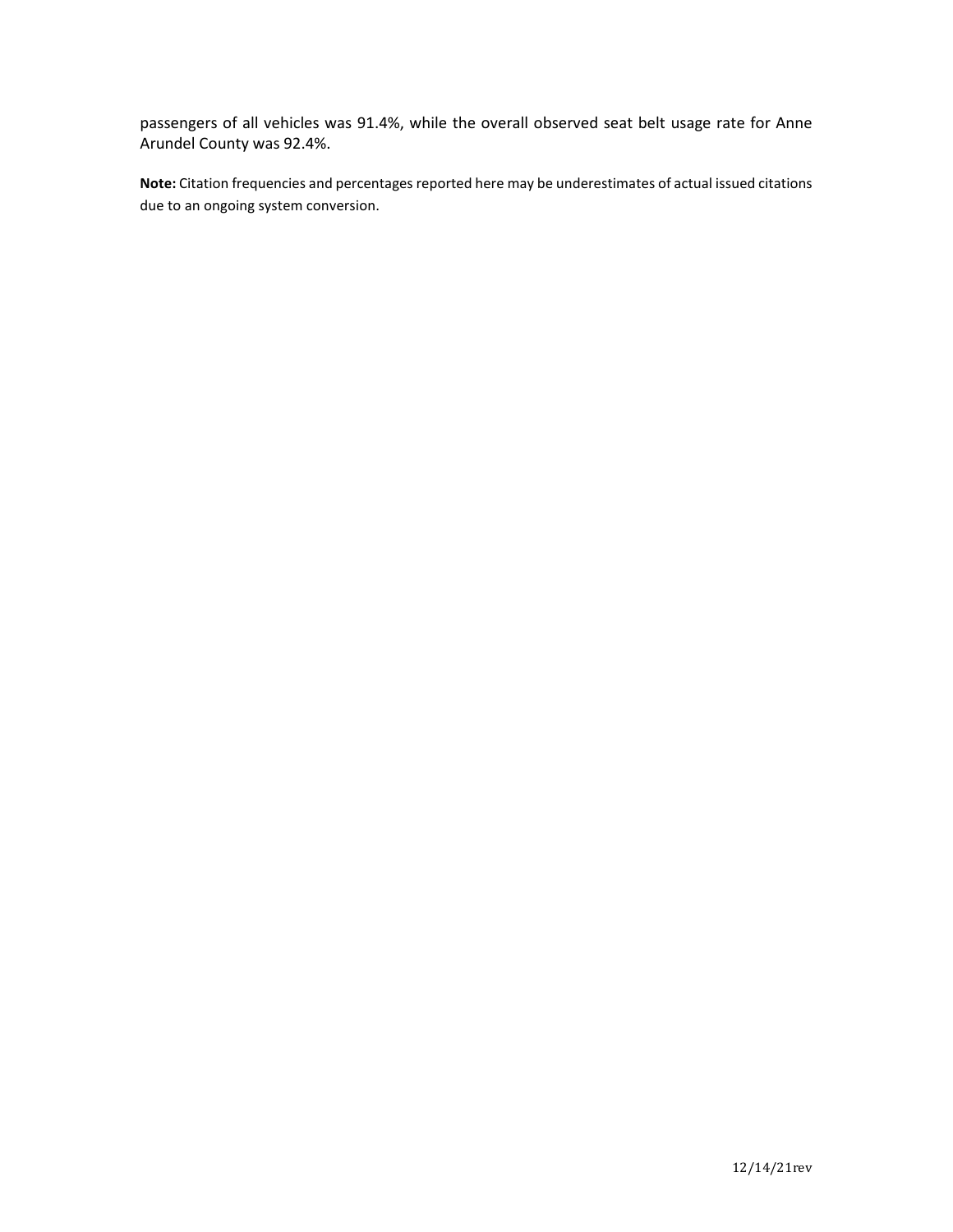passengers of all vehicles was 91.4%, while the overall observed seat belt usage rate for Anne Arundel County was 92.4%.

**Note:** Citation frequencies and percentages reported here may be underestimates of actual issued citations due to an ongoing system conversion.

12/14/21rev